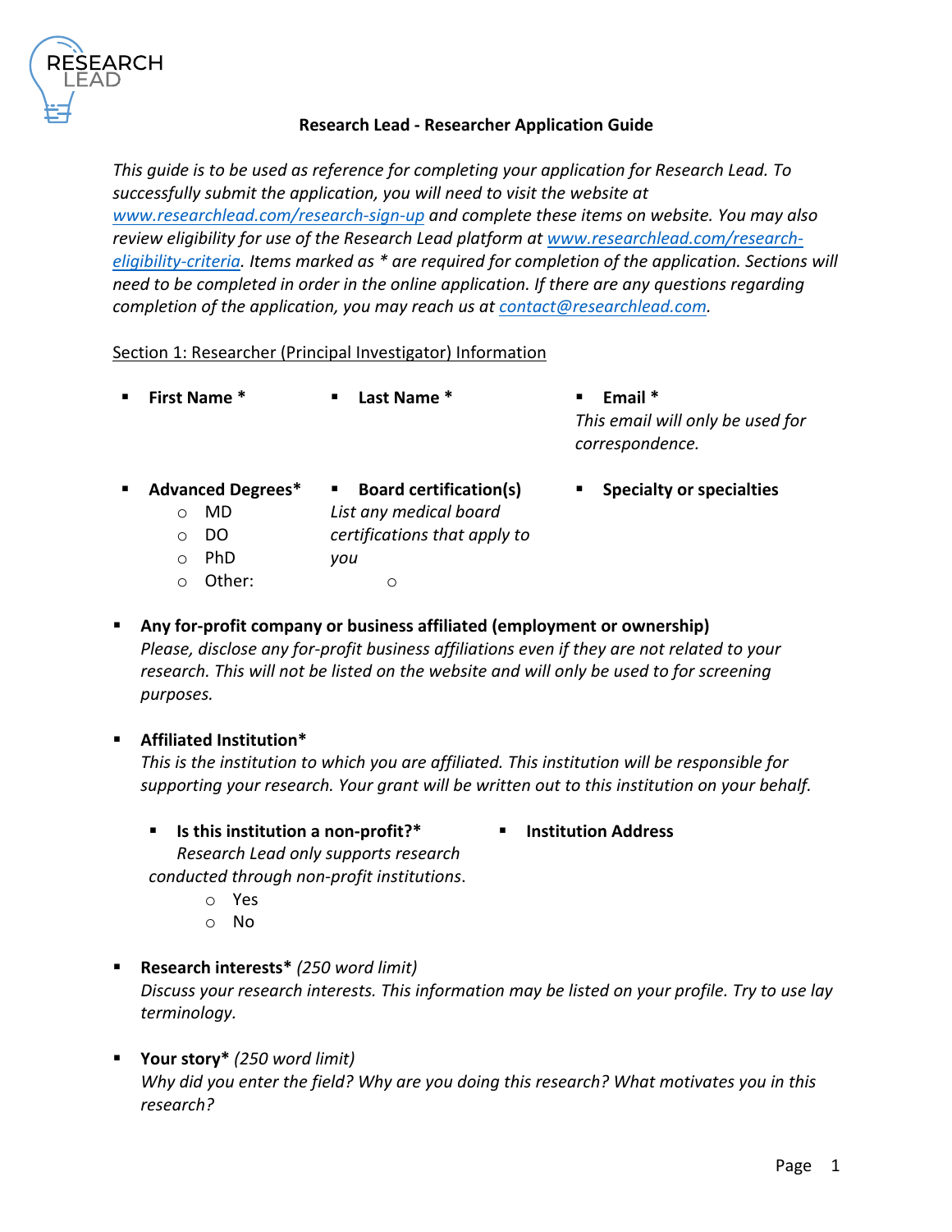RESEARCH LEAD

# Research Lead - Researcher Application Guide

*This guide is to be used as reference for completing your application for Research Lead. To successfully submit the application, you will need to visit the website at [www.researchlead.com/research-sign-up](www.researchlead.com/research-sign-up) and complete these items on website. You may also review eligibility for use of the Research Lead platform at [www.researchlead.com/research-eligibility-criteria](www.researchlead.com/research-eligibility-criteria). Items marked as * are required for completion of the application. Sections will need to be completed in order in the online application. If there are any questions regarding completion of the application, you may reach us at [contact@researchlead.com](mailto:contact@researchlead.com).*

## Section 1: Researcher (Principal Investigator) Information

- **First Name ***
- **Last Name ***
- **Email ***
  *This email will only be used for correspondence.*
- **Advanced Degrees***
  - MD
  - DO
  - PhD
  - Other:
- **Board certification(s)**
  *List any medical board certifications that apply to you*
  - 
- **Specialty or specialties**

- **Any for-profit company or business affiliated (employment or ownership)**
  *Please, disclose any for-profit business affiliations even if they are not related to your research. This will not be listed on the website and will only be used to for screening purposes.*

- **Affiliated Institution***
  *This is the institution to which you are affiliated. This institution will be responsible for supporting your research. Your grant will be written out to this institution on your behalf.*
  - **Is this institution a non-profit?***
    *Research Lead only supports research conducted through non-profit institutions.*
    - Yes
    - No
  - **Institution Address**

- **Research interests*** *(250 word limit)*
  *Discuss your research interests. This information may be listed on your profile. Try to use lay terminology.*

- **Your story*** *(250 word limit)*
  *Why did you enter the field? Why are you doing this research? What motivates you in this research?*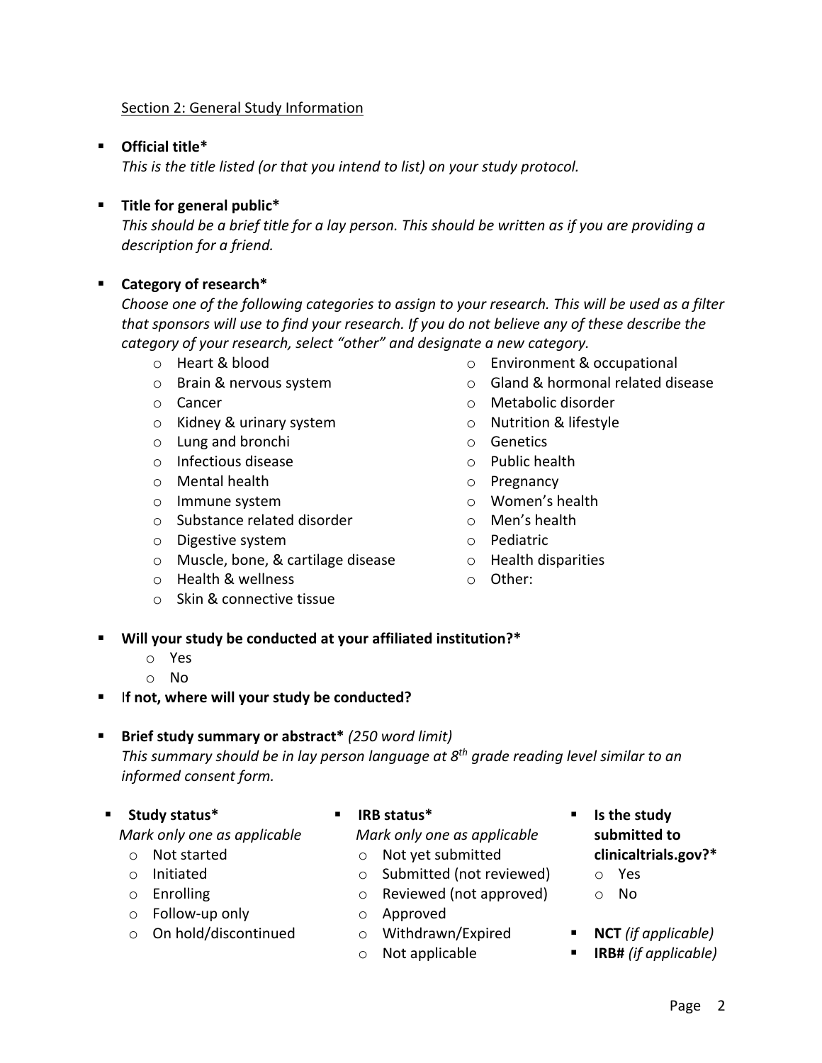Section 2: General Study Information

- **Official title***
  *This is the title listed (or that you intend to list) on your study protocol.*

- **Title for general public***
  *This should be a brief title for a lay person. This should be written as if you are providing a description for a friend.*

- **Category of research***
  *Choose one of the following categories to assign to your research. This will be used as a filter that sponsors will use to find your research. If you do not believe any of these describe the category of your research, select "other" and designate a new category.*
  - Heart & blood
  - Brain & nervous system
  - Cancer
  - Kidney & urinary system
  - Lung and bronchi
  - Infectious disease
  - Mental health
  - Immune system
  - Substance related disorder
  - Digestive system
  - Muscle, bone, & cartilage disease
  - Health & wellness
  - Skin & connective tissue
  - Environment & occupational
  - Gland & hormonal related disease
  - Metabolic disorder
  - Nutrition & lifestyle
  - Genetics
  - Public health
  - Pregnancy
  - Women's health
  - Men's health
  - Pediatric
  - Health disparities
  - Other:

- **Will your study be conducted at your affiliated institution?***
  - Yes
  - No
- I**f not, where will your study be conducted?**

- **Brief study summary or abstract*** *(250 word limit)*
  *This summary should be in lay person language at 8th grade reading level similar to an informed consent form.*

- **Study status***
  *Mark only one as applicable*
  - Not started
  - Initiated
  - Enrolling
  - Follow-up only
  - On hold/discontinued

- **IRB status***
  *Mark only one as applicable*
  - Not yet submitted
  - Submitted (not reviewed)
  - Reviewed (not approved)
  - Approved
  - Withdrawn/Expired
  - Not applicable

- **Is the study submitted to clinicaltrials.gov?***
  - Yes
  - No

- **NCT** *(if applicable)*
- **IRB#** *(if applicable)*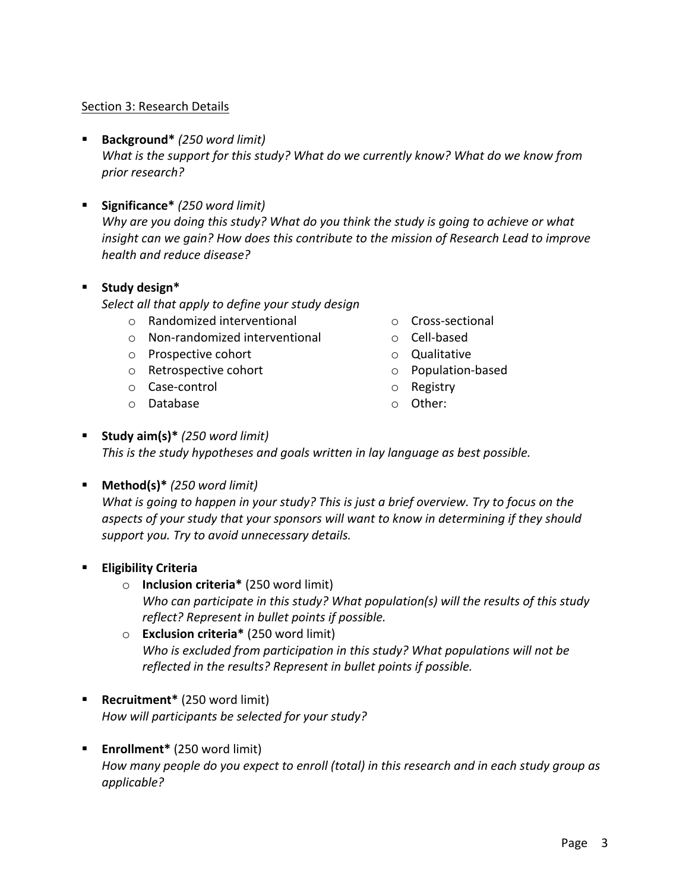Section 3: Research Details

- **Background*** *(250 word limit)*
  *What is the support for this study? What do we currently know? What do we know from prior research?*

- **Significance*** *(250 word limit)*
  *Why are you doing this study? What do you think the study is going to achieve or what insight can we gain? How does this contribute to the mission of Research Lead to improve health and reduce disease?*

- **Study design***
  *Select all that apply to define your study design*
  - Randomized interventional
  - Non-randomized interventional
  - Prospective cohort
  - Retrospective cohort
  - Case-control
  - Database
  - Cross-sectional
  - Cell-based
  - Qualitative
  - Population-based
  - Registry
  - Other:

- **Study aim(s)*** *(250 word limit)*
  *This is the study hypotheses and goals written in lay language as best possible.*

- **Method(s)*** *(250 word limit)*
  *What is going to happen in your study? This is just a brief overview. Try to focus on the aspects of your study that your sponsors will want to know in determining if they should support you. Try to avoid unnecessary details.*

- **Eligibility Criteria**
  - **Inclusion criteria*** (250 word limit)
    *Who can participate in this study? What population(s) will the results of this study reflect? Represent in bullet points if possible.*
  - **Exclusion criteria*** (250 word limit)
    *Who is excluded from participation in this study? What populations will not be reflected in the results? Represent in bullet points if possible.*

- **Recruitment*** (250 word limit)
  *How will participants be selected for your study?*

- **Enrollment*** (250 word limit)
  *How many people do you expect to enroll (total) in this research and in each study group as applicable?*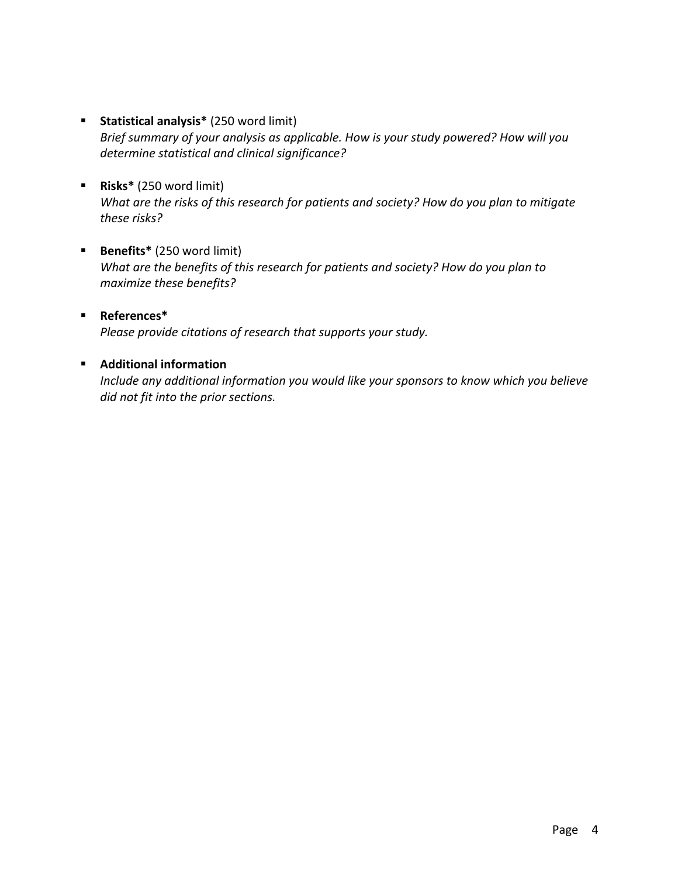- **Statistical analysis*** (250 word limit)
  *Brief summary of your analysis as applicable. How is your study powered? How will you determine statistical and clinical significance?*

- **Risks*** (250 word limit)
  *What are the risks of this research for patients and society? How do you plan to mitigate these risks?*

- **Benefits*** (250 word limit)
  *What are the benefits of this research for patients and society? How do you plan to maximize these benefits?*

- **References***
  *Please provide citations of research that supports your study.*

- **Additional information**
  *Include any additional information you would like your sponsors to know which you believe did not fit into the prior sections.*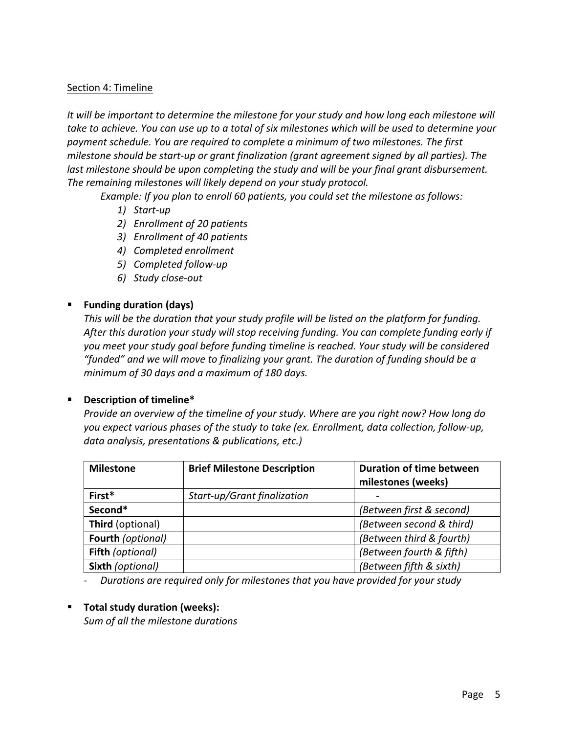Section 4: Timeline

*It will be important to determine the milestone for your study and how long each milestone will take to achieve. You can use up to a total of six milestones which will be used to determine your payment schedule. You are required to complete a minimum of two milestones. The first milestone should be start-up or grant finalization (grant agreement signed by all parties). The last milestone should be upon completing the study and will be your final grant disbursement. The remaining milestones will likely depend on your study protocol.*

*Example: If you plan to enroll 60 patients, you could set the milestone as follows:*

1) *Start-up*
2) *Enrollment of 20 patients*
3) *Enrollment of 40 patients*
4) *Completed enrollment*
5) *Completed follow-up*
6) *Study close-out*

- **Funding duration (days)**
  *This will be the duration that your study profile will be listed on the platform for funding. After this duration your study will stop receiving funding. You can complete funding early if you meet your study goal before funding timeline is reached. Your study will be considered "funded" and we will move to finalizing your grant. The duration of funding should be a minimum of 30 days and a maximum of 180 days.*

- **Description of timeline***
  *Provide an overview of the timeline of your study. Where are you right now? How long do you expect various phases of the study to take (ex. Enrollment, data collection, follow-up, data analysis, presentations & publications, etc.)*

| Milestone | Brief Milestone Description | Duration of time between milestones (weeks) |
|---|---|---|
| **First*** | *Start-up/Grant finalization* | - |
| **Second*** | | *(Between first & second)* |
| **Third** (optional) | | *(Between second & third)* |
| **Fourth** *(optional)* | | *(Between third & fourth)* |
| **Fifth** *(optional)* | | *(Between fourth & fifth)* |
| **Sixth** *(optional)* | | *(Between fifth & sixth)* |

- *Durations are required only for milestones that you have provided for your study*

- **Total study duration (weeks):**
  *Sum of all the milestone durations*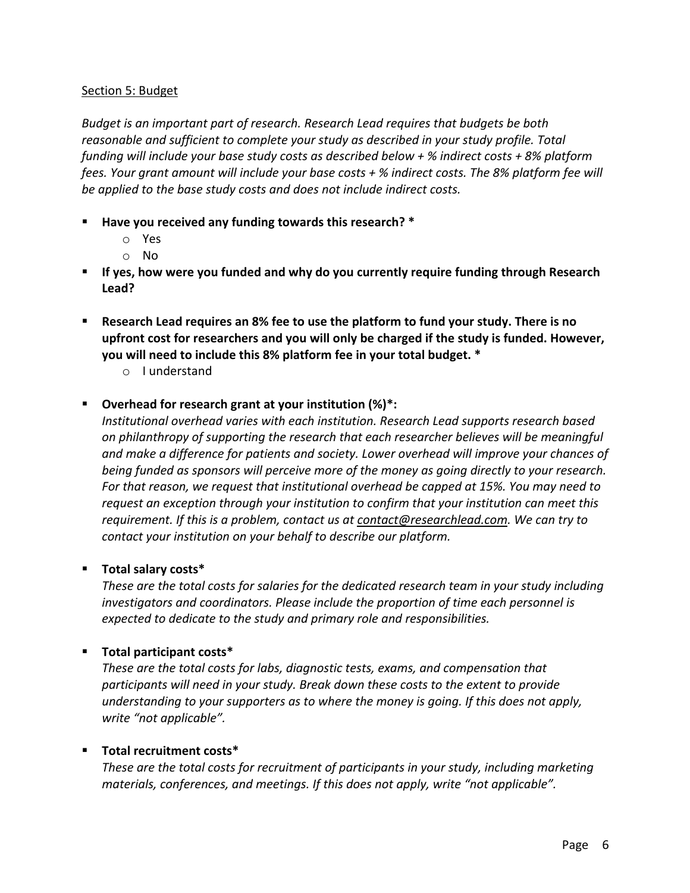Section 5: Budget

*Budget is an important part of research. Research Lead requires that budgets be both reasonable and sufficient to complete your study as described in your study profile. Total funding will include your base study costs as described below + % indirect costs + 8% platform fees. Your grant amount will include your base costs + % indirect costs. The 8% platform fee will be applied to the base study costs and does not include indirect costs.*

- **Have you received any funding towards this research? ***
    - Yes
    - No
- **If yes, how were you funded and why do you currently require funding through Research Lead?**
- **Research Lead requires an 8% fee to use the platform to fund your study. There is no upfront cost for researchers and you will only be charged if the study is funded. However, you will need to include this 8% platform fee in your total budget. ***
    - I understand
- **Overhead for research grant at your institution (%)*:**
  *Institutional overhead varies with each institution. Research Lead supports research based on philanthropy of supporting the research that each researcher believes will be meaningful and make a difference for patients and society. Lower overhead will improve your chances of being funded as sponsors will perceive more of the money as going directly to your research. For that reason, we request that institutional overhead be capped at 15%. You may need to request an exception through your institution to confirm that your institution can meet this requirement. If this is a problem, contact us at contact@researchlead.com. We can try to contact your institution on your behalf to describe our platform.*
- **Total salary costs***
  *These are the total costs for salaries for the dedicated research team in your study including investigators and coordinators. Please include the proportion of time each personnel is expected to dedicate to the study and primary role and responsibilities.*
- **Total participant costs***
  *These are the total costs for labs, diagnostic tests, exams, and compensation that participants will need in your study. Break down these costs to the extent to provide understanding to your supporters as to where the money is going. If this does not apply, write "not applicable".*
- **Total recruitment costs***
  *These are the total costs for recruitment of participants in your study, including marketing materials, conferences, and meetings. If this does not apply, write "not applicable".*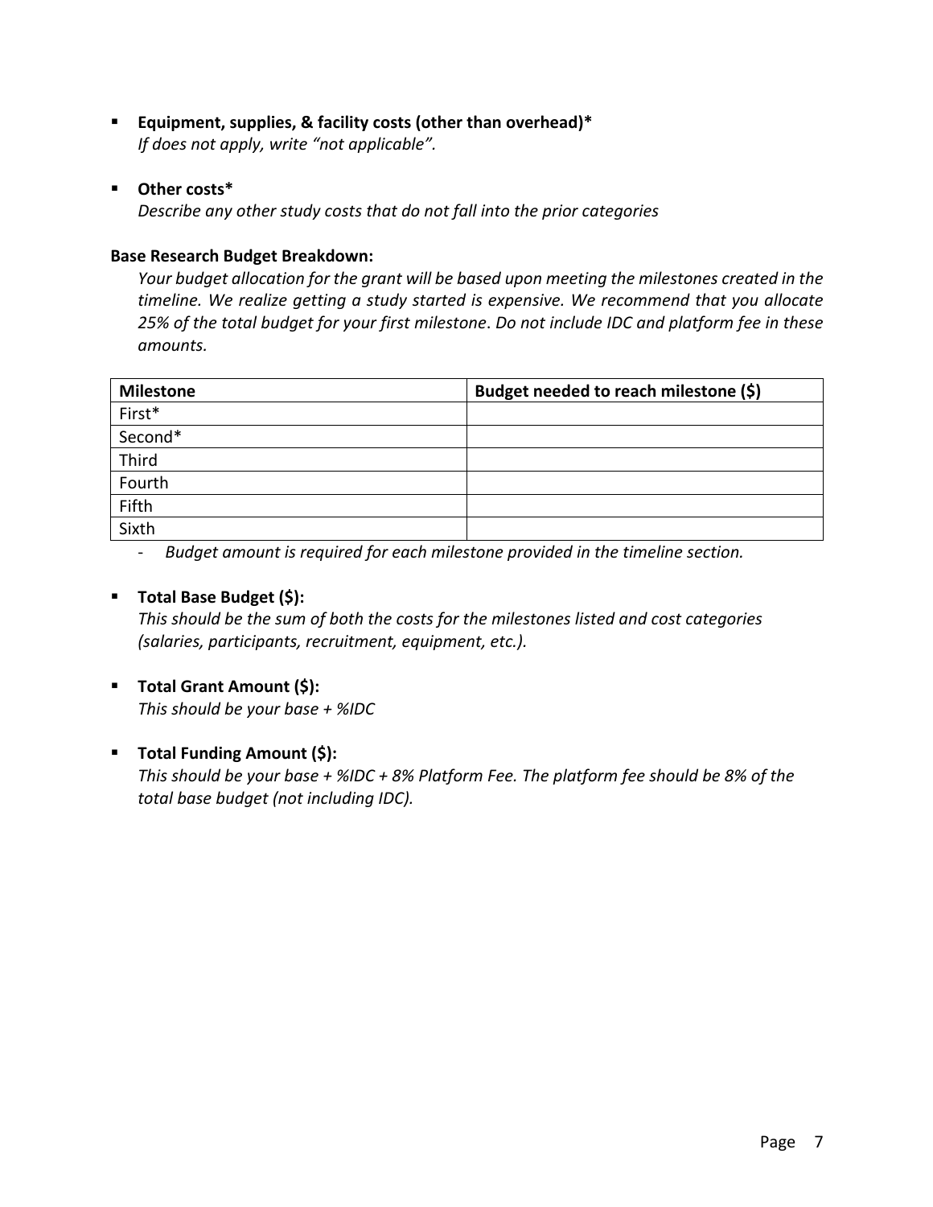- **Equipment, supplies, & facility costs (other than overhead)***
  *If does not apply, write "not applicable".*

- **Other costs***
  *Describe any other study costs that do not fall into the prior categories*

**Base Research Budget Breakdown:**

*Your budget allocation for the grant will be based upon meeting the milestones created in the timeline. We realize getting a study started is expensive. We recommend that you allocate 25% of the total budget for your first milestone. Do not include IDC and platform fee in these amounts.*

| Milestone | Budget needed to reach milestone ($) |
|---|---|
| First* | |
| Second* | |
| Third | |
| Fourth | |
| Fifth | |
| Sixth | |

- *Budget amount is required for each milestone provided in the timeline section.*

- **Total Base Budget ($):**
  *This should be the sum of both the costs for the milestones listed and cost categories (salaries, participants, recruitment, equipment, etc.).*

- **Total Grant Amount ($):**
  *This should be your base + %IDC*

- **Total Funding Amount ($):**
  *This should be your base + %IDC + 8% Platform Fee. The platform fee should be 8% of the total base budget (not including IDC).*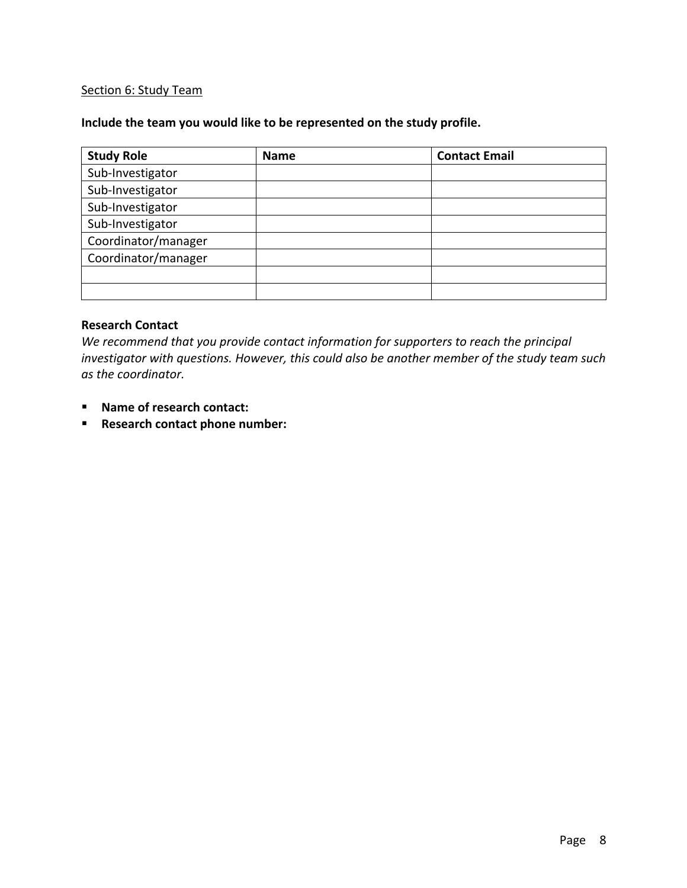Section 6: Study Team

**Include the team you would like to be represented on the study profile.**

| Study Role | Name | Contact Email |
|---|---|---|
| Sub-Investigator | | |
| Sub-Investigator | | |
| Sub-Investigator | | |
| Sub-Investigator | | |
| Coordinator/manager | | |
| Coordinator/manager | | |
| | | |
| | | |

**Research Contact**

*We recommend that you provide contact information for supporters to reach the principal investigator with questions. However, this could also be another member of the study team such as the coordinator.*

- **Name of research contact:**
- **Research contact phone number:**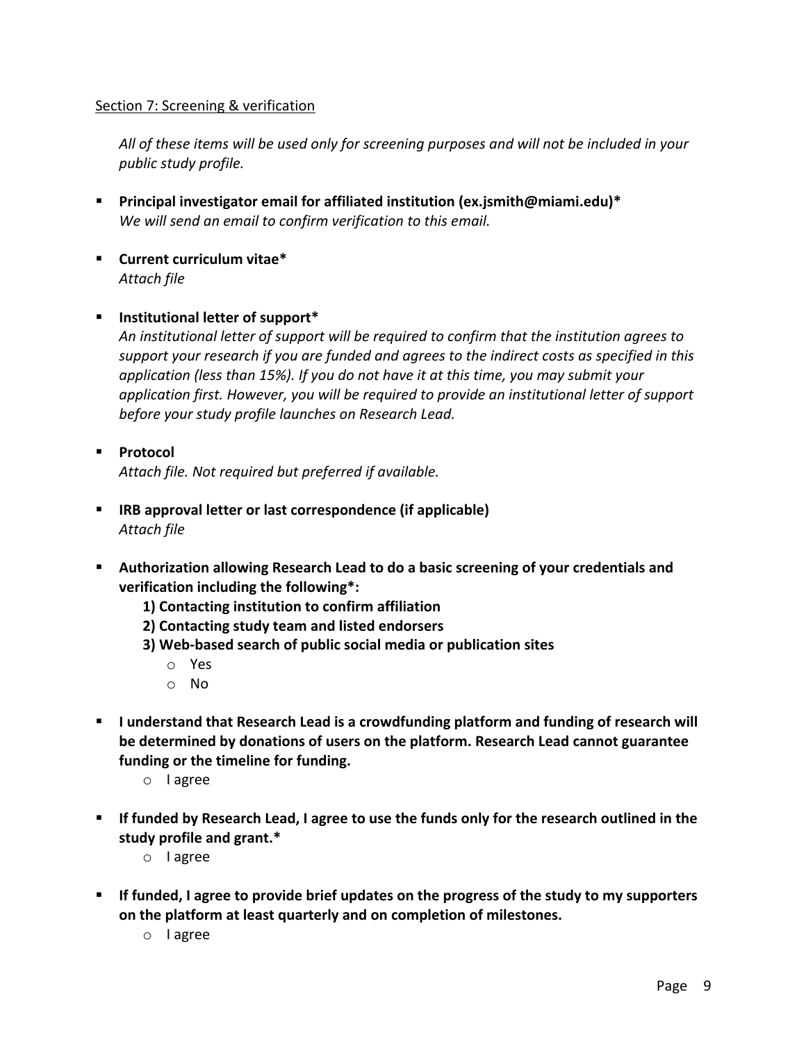Section 7: Screening & verification

*All of these items will be used only for screening purposes and will not be included in your public study profile.*

- **Principal investigator email for affiliated institution (ex.jsmith@miami.edu)***
  *We will send an email to confirm verification to this email.*

- **Current curriculum vitae***
  *Attach file*

- **Institutional letter of support***
  *An institutional letter of support will be required to confirm that the institution agrees to support your research if you are funded and agrees to the indirect costs as specified in this application (less than 15%). If you do not have it at this time, you may submit your application first. However, you will be required to provide an institutional letter of support before your study profile launches on Research Lead.*

- **Protocol**
  *Attach file. Not required but preferred if available.*

- **IRB approval letter or last correspondence (if applicable)**
  *Attach file*

- **Authorization allowing Research Lead to do a basic screening of your credentials and verification including the following*:**
  **1) Contacting institution to confirm affiliation**
  **2) Contacting study team and listed endorsers**
  **3) Web-based search of public social media or publication sites**
  - Yes
  - No

- **I understand that Research Lead is a crowdfunding platform and funding of research will be determined by donations of users on the platform. Research Lead cannot guarantee funding or the timeline for funding.**
  - I agree

- **If funded by Research Lead, I agree to use the funds only for the research outlined in the study profile and grant.***
  - I agree

- **If funded, I agree to provide brief updates on the progress of the study to my supporters on the platform at least quarterly and on completion of milestones.**
  - I agree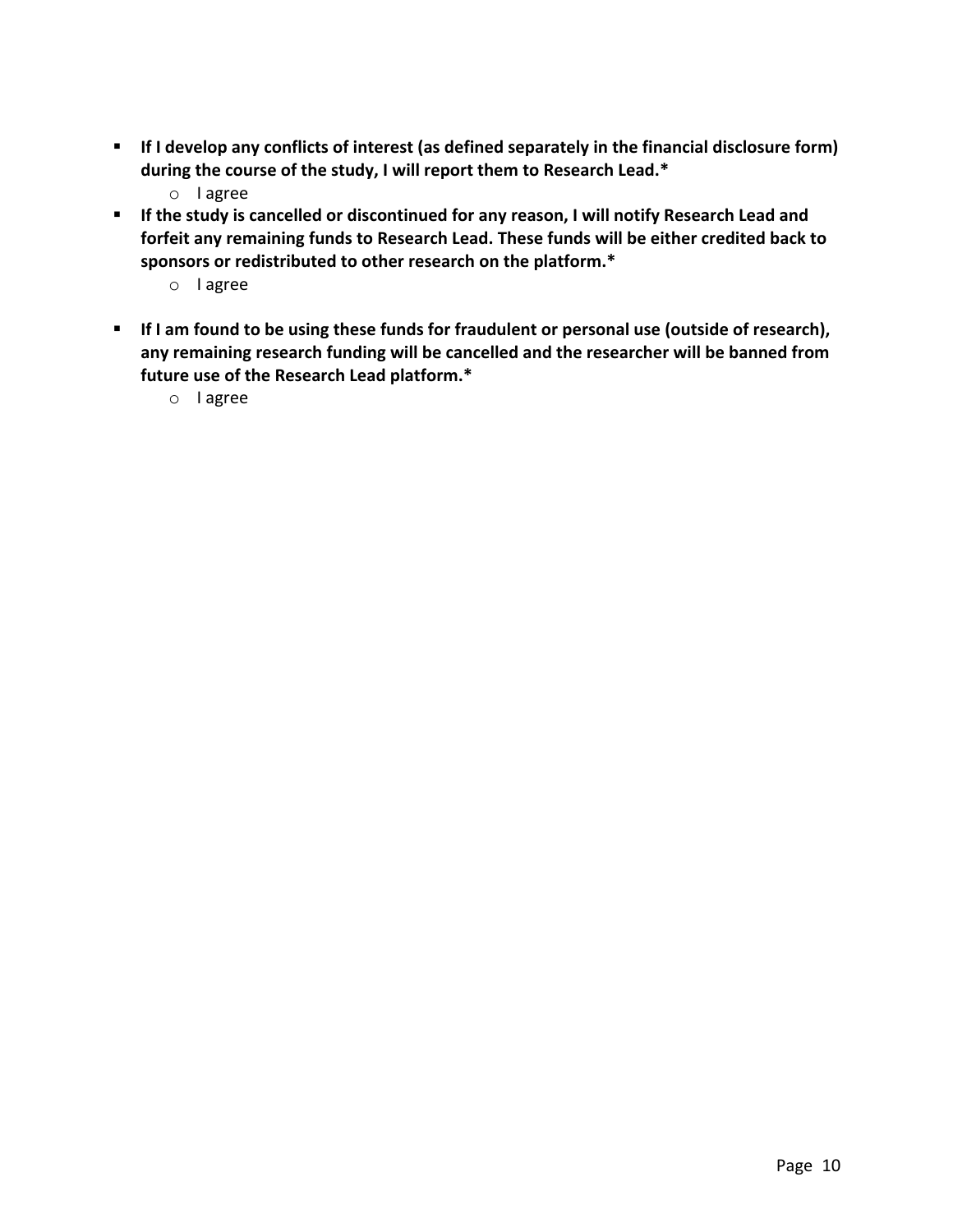- **If I develop any conflicts of interest (as defined separately in the financial disclosure form) during the course of the study, I will report them to Research Lead.***
  - I agree
- **If the study is cancelled or discontinued for any reason, I will notify Research Lead and forfeit any remaining funds to Research Lead. These funds will be either credited back to sponsors or redistributed to other research on the platform.***
  - I agree
- **If I am found to be using these funds for fraudulent or personal use (outside of research), any remaining research funding will be cancelled and the researcher will be banned from future use of the Research Lead platform.***
  - I agree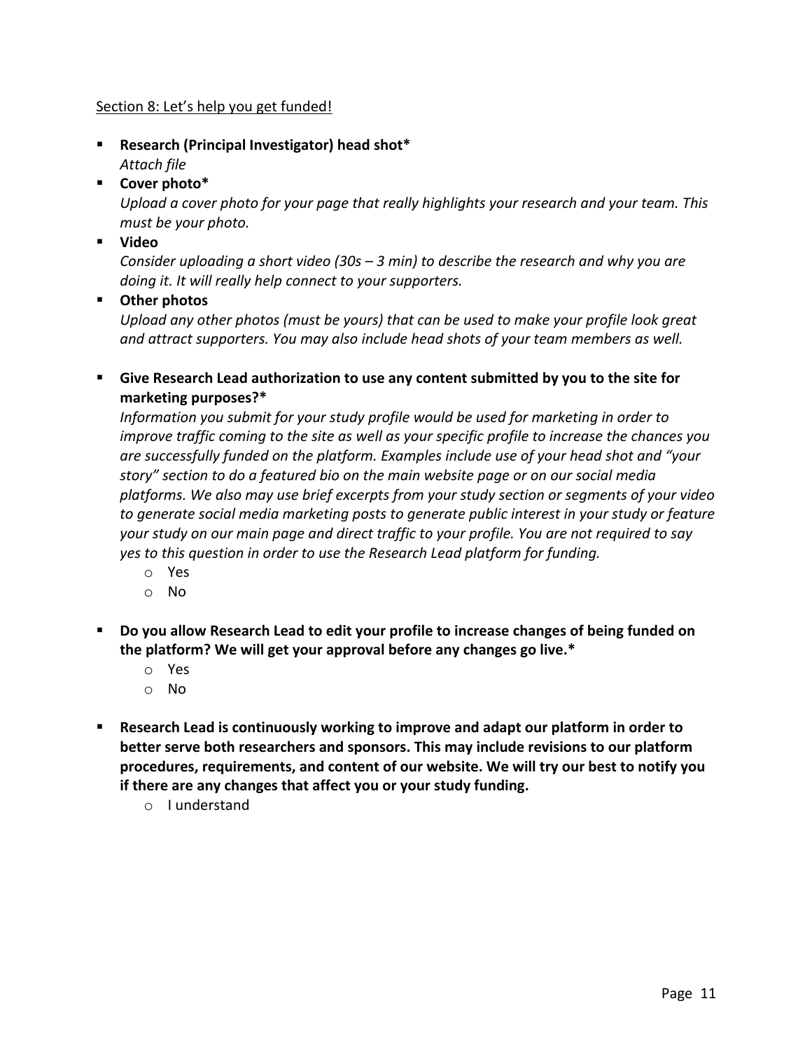Section 8: Let's help you get funded!

- **Research (Principal Investigator) head shot***
  *Attach file*
- **Cover photo***
  *Upload a cover photo for your page that really highlights your research and your team. This must be your photo.*
- **Video**
  *Consider uploading a short video (30s – 3 min) to describe the research and why you are doing it. It will really help connect to your supporters.*
- **Other photos**
  *Upload any other photos (must be yours) that can be used to make your profile look great and attract supporters. You may also include head shots of your team members as well.*

- **Give Research Lead authorization to use any content submitted by you to the site for marketing purposes?***
  *Information you submit for your study profile would be used for marketing in order to improve traffic coming to the site as well as your specific profile to increase the chances you are successfully funded on the platform. Examples include use of your head shot and "your story" section to do a featured bio on the main website page or on our social media platforms. We also may use brief excerpts from your study section or segments of your video to generate social media marketing posts to generate public interest in your study or feature your study on our main page and direct traffic to your profile. You are not required to say yes to this question in order to use the Research Lead platform for funding.*
    - Yes
    - No

- **Do you allow Research Lead to edit your profile to increase changes of being funded on the platform? We will get your approval before any changes go live.***
    - Yes
    - No

- **Research Lead is continuously working to improve and adapt our platform in order to better serve both researchers and sponsors. This may include revisions to our platform procedures, requirements, and content of our website. We will try our best to notify you if there are any changes that affect you or your study funding.**
    - I understand